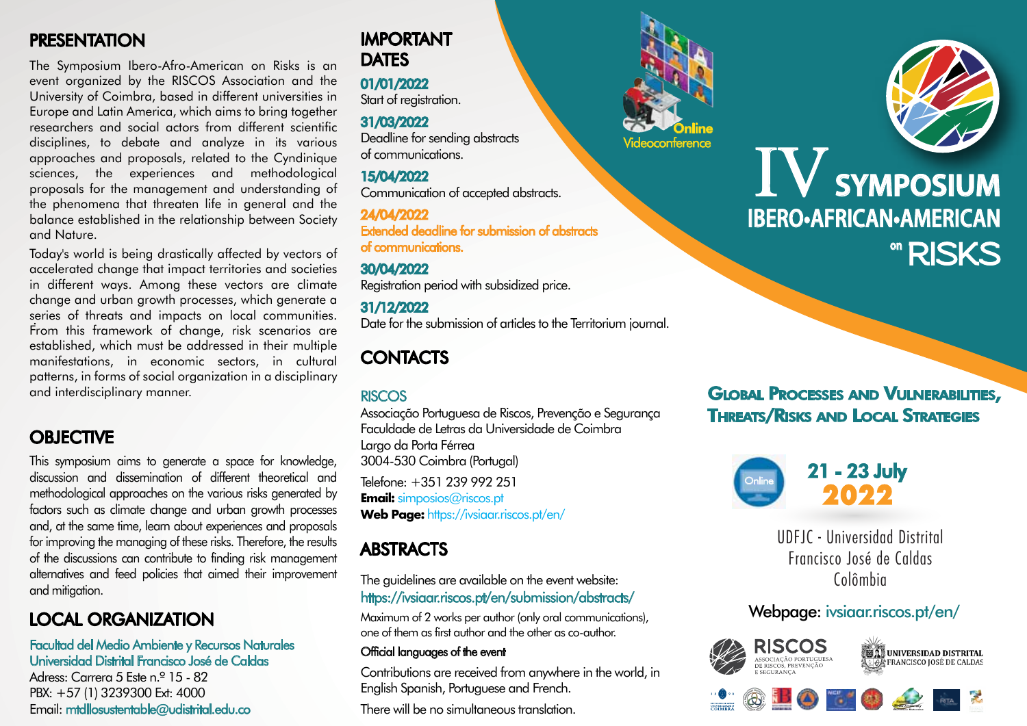## PRESENTATION

The Symposium Ibero-Afro-American on Risks is an event organized by the RISCOS Association and the University of Coimbra, based in different universities in Europe and Latin America, which aims to bring together researchers and social actors from different scientific disciplines, to debate and analyze in its various approaches and proposals, related to the Cyndinique sciences, the experiences and methodological proposals for the management and understanding of the phenomena that threaten life in general and the balance established in the relationship between Society and Nature.

Today's world is being drastically affected by vectors of accelerated change that impact territories and societies in different ways. Among these vectors are climate change and urban growth processes, which generate a series of threats and impacts on local communities. From this framework of change, risk scenarios are established, which must be addressed in their multiple manifestations, in economic sectors, in cultural patterns, in forms of social organization in a disciplinary and interdisciplinary manner.

## OBJECTIVE

This symposium aims to generate a space for knowledge, discussion and dissemination of different theoretical and methodological approaches on the various risks generated by factors such as climate change and urban growth processes and, at the same time, learn about experiences and proposals for improving the managing of these risks. Therefore, the results of the discussions can contribute to finding risk management alternatives and feed policies that aimed their improvement and mitigation.

## LOCAL ORGANIZATION

Facultad del Medio Ambiente y Recursos Naturales
Universidad Distrital Francisco José de Caldas
Adress: Carrera 5 Este n.º 15 - 82
PBX: +57 (1) 3239300 Ext: 4000
Email: mtdllosustentable@udistrital.edu.co

## IMPORTANT DATES

**01/01/2022**
Start of registration.

**31/03/2022**
Deadline for sending abstracts of communications.

**15/04/2022**
Communication of accepted abstracts.

**24/04/2022**
Extended deadline for submission of abstracts of communications.

**30/04/2022**
Registration period with subsidized price.

**31/12/2022**
Date for the submission of articles to the Territorium journal.

## CONTACTS

RISCOS
Associação Portuguesa de Riscos, Prevenção e Segurança
Faculdade de Letras da Universidade de Coimbra
Largo da Porta Férrea
3004-530 Coimbra (Portugal)

Telefone: +351 239 992 251
**Email:** simposios@riscos.pt
**Web Page:** https://ivsiaar.riscos.pt/en/

## ABSTRACTS

The guidelines are available on the event website:
https://ivsiaar.riscos.pt/en/submission/abstracts/

Maximum of 2 works per author (only oral communications), one of them as first author and the other as co-author.

Official languages of the event

Contributions are received from anywhere in the world, in English Spanish, Portuguese and French.

There will be no simultaneous translation.

Online Videoconference

# IV SYMPOSIUM IBERO•AFRICAN•AMERICAN on RISKS

### Global Processes and Vulnerabilities, Threats/Risks and Local Strategies

Online

**21 - 23 July 2022**

UDFJC - Universidad Distrital Francisco José de Caldas
Colômbia

Webpage: ivsiaar.riscos.pt/en/

RISCOS Associação Portuguesa de Riscos, Prevenção e Segurança

Universidad Distrital Francisco José de Caldas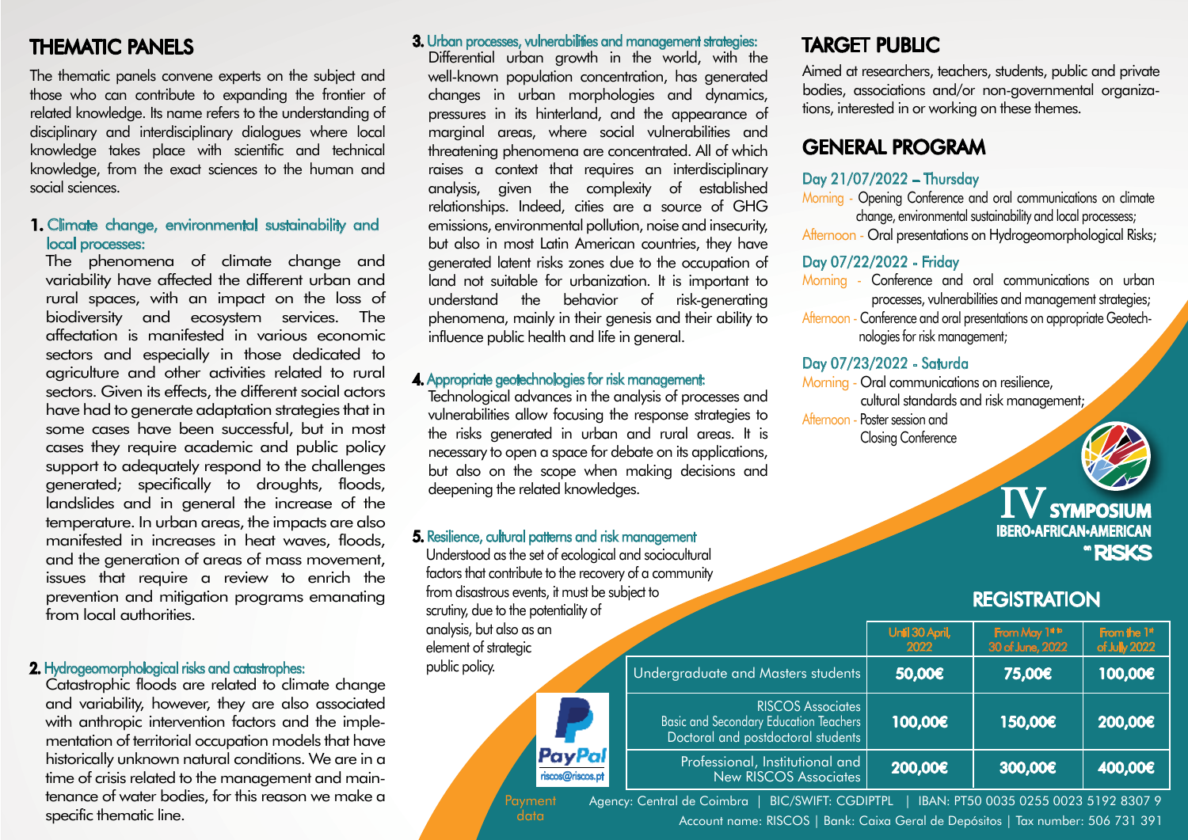# THEMATIC PANELS

The thematic panels convene experts on the subject and those who can contribute to expanding the frontier of related knowledge. Its name refers to the understanding of disciplinary and interdisciplinary dialogues where local knowledge takes place with scientific and technical knowledge, from the exact sciences to the human and social sciences.

**1. Climate change, environmental sustainability and local processes:**

The phenomena of climate change and variability have affected the different urban and rural spaces, with an impact on the loss of biodiversity and ecosystem services. The affectation is manifested in various economic sectors and especially in those dedicated to agriculture and other activities related to rural sectors. Given its effects, the different social actors have had to generate adaptation strategies that in some cases have been successful, but in most cases they require academic and public policy support to adequately respond to the challenges generated; specifically to droughts, floods, landslides and in general the increase of the temperature. In urban areas, the impacts are also manifested in increases in heat waves, floods, and the generation of areas of mass movement, issues that require a review to enrich the prevention and mitigation programs emanating from local authorities.

**2. Hydrogeomorphological risks and catastrophes:**

Catastrophic floods are related to climate change and variability, however, they are also associated with anthropic intervention factors and the implementation of territorial occupation models that have historically unknown natural conditions. We are in a time of crisis related to the management and maintenance of water bodies, for this reason we make a specific thematic line.

**3. Urban processes, vulnerabilities and management strategies:**

Differential urban growth in the world, with the well-known population concentration, has generated changes in urban morphologies and dynamics, pressures in its hinterland, and the appearance of marginal areas, where social vulnerabilities and threatening phenomena are concentrated. All of which raises a context that requires an interdisciplinary analysis, given the complexity of established relationships. Indeed, cities are a source of GHG emissions, environmental pollution, noise and insecurity, but also in most Latin American countries, they have generated latent risks zones due to the occupation of land not suitable for urbanization. It is important to understand the behavior of risk-generating phenomena, mainly in their genesis and their ability to influence public health and life in general.

**4. Appropriate geotechnologies for risk management:**

Technological advances in the analysis of processes and vulnerabilities allow focusing the response strategies to the risks generated in urban and rural areas. It is necessary to open a space for debate on its applications, but also on the scope when making decisions and deepening the related knowledges.

**5. Resilience, cultural patterns and risk management**

Understood as the set of ecological and sociocultural factors that contribute to the recovery of a community from disastrous events, it must be subject to scrutiny, due to the potentiality of analysis, but also as an element of strategic public policy.

# TARGET PUBLIC

Aimed at researchers, teachers, students, public and private bodies, associations and/or non-governmental organizations, interested in or working on these themes.

# GENERAL PROGRAM

## Day 21/07/2022 – Thursday

Morning - Opening Conference and oral communications on climate change, environmental sustainability and local processes;

Afternoon - Oral presentations on Hydrogeomorphological Risks;

## Day 07/22/2022 - Friday

Morning - Conference and oral communications on urban processes, vulnerabilities and management strategies;

Afternoon - Conference and oral presentations on appropriate Geotechnologies for risk management;

## Day 07/23/2022 - Saturda

Morning - Oral communications on resilience, cultural standards and risk management;

Afternoon - Poster session and Closing Conference

IV SYMPOSIUM IBERO-AFRICAN-AMERICAN on RISKS

# REGISTRATION

| | Until 30 April, 2022 | From May 1st to 30 of June, 2022 | From the 1st of July 2022 |
|---|---|---|---|
| Undergraduate and Masters students | 50,00€ | 75,00€ | 100,00€ |
| RISCOS Associates<br>Basic and Secondary Education Teachers<br>Doctoral and postdoctoral students | 100,00€ | 150,00€ | 200,00€ |
| Professional, Institutional and New RISCOS Associates | 200,00€ | 300,00€ | 400,00€ |

PayPal riscos@riscos.pt

Payment data

Agency: Central de Coimbra | BIC/SWIFT: CGDIPTPL | IBAN: PT50 0035 0255 0023 5192 8307 9

Account name: RISCOS | Bank: Caixa Geral de Depósitos | Tax number: 506 731 391